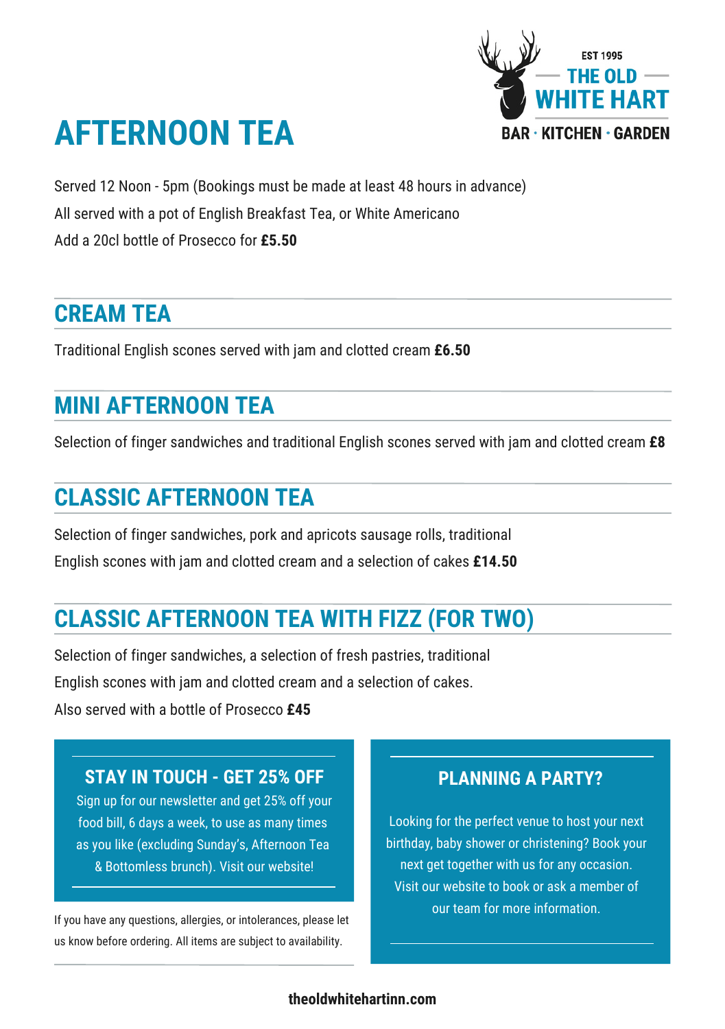EST 1995

THE OLD WHITE HART

BAR · KITCHEN · GARDEN

# AFTERNOON TEA

Served 12 Noon - 5pm (Bookings must be made at least 48 hours in advance)

All served with a pot of English Breakfast Tea, or White Americano

Add a 20cl bottle of Prosecco for **£5.50**

## CREAM TEA

Traditional English scones served with jam and clotted cream **£6.50**

## MINI AFTERNOON TEA

Selection of finger sandwiches and traditional English scones served with jam and clotted cream **£8**

## CLASSIC AFTERNOON TEA

Selection of finger sandwiches, pork and apricots sausage rolls, traditional English scones with jam and clotted cream and a selection of cakes **£14.50**

## CLASSIC AFTERNOON TEA WITH FIZZ (FOR TWO)

Selection of finger sandwiches, a selection of fresh pastries, traditional English scones with jam and clotted cream and a selection of cakes.

Also served with a bottle of Prosecco **£45**

### STAY IN TOUCH - GET 25% OFF

Sign up for our newsletter and get 25% off your food bill, 6 days a week, to use as many times as you like (excluding Sunday's, Afternoon Tea & Bottomless brunch). Visit our website!

If you have any questions, allergies, or intolerances, please let us know before ordering. All items are subject to availability.

### PLANNING A PARTY?

Looking for the perfect venue to host your next birthday, baby shower or christening? Book your next get together with us for any occasion. Visit our website to book or ask a member of our team for more information.

**theoldwhitehartinn.com**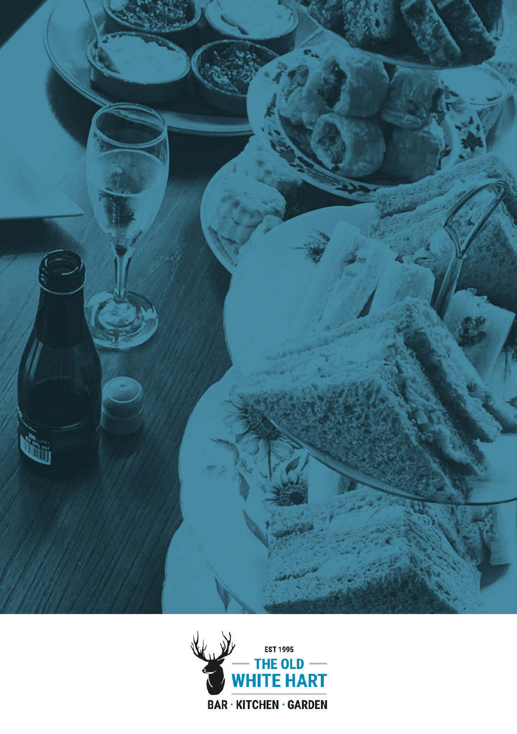EST 1995

THE OLD WHITE HART

BAR · KITCHEN · GARDEN